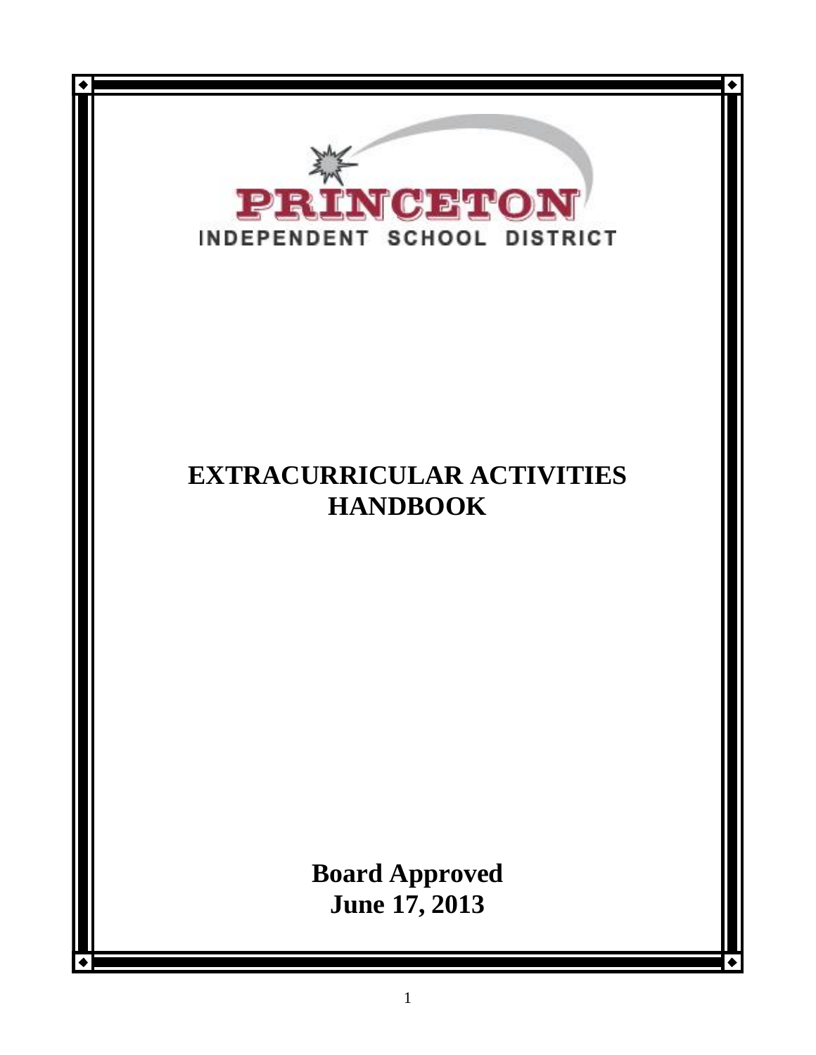PRINCETON

INDEPENDENT SCHOOL DISTRICT

# EXTRACURRICULAR ACTIVITIES HANDBOOK

**Board Approved**
**June 17, 2013**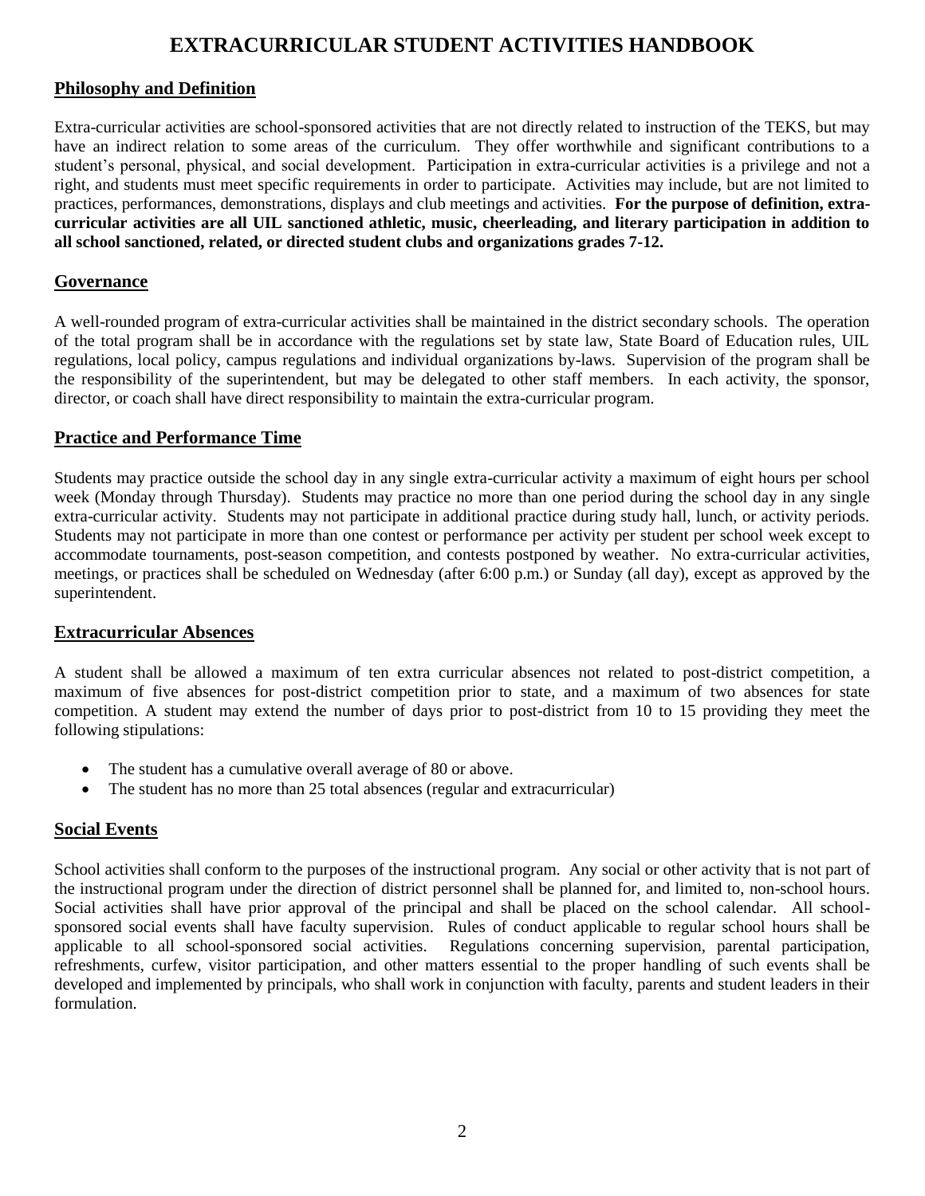# EXTRACURRICULAR STUDENT ACTIVITIES HANDBOOK

## Philosophy and Definition

Extra-curricular activities are school-sponsored activities that are not directly related to instruction of the TEKS, but may have an indirect relation to some areas of the curriculum. They offer worthwhile and significant contributions to a student's personal, physical, and social development. Participation in extra-curricular activities is a privilege and not a right, and students must meet specific requirements in order to participate. Activities may include, but are not limited to practices, performances, demonstrations, displays and club meetings and activities. **For the purpose of definition, extra-curricular activities are all UIL sanctioned athletic, music, cheerleading, and literary participation in addition to all school sanctioned, related, or directed student clubs and organizations grades 7-12.**

## Governance

A well-rounded program of extra-curricular activities shall be maintained in the district secondary schools. The operation of the total program shall be in accordance with the regulations set by state law, State Board of Education rules, UIL regulations, local policy, campus regulations and individual organizations by-laws. Supervision of the program shall be the responsibility of the superintendent, but may be delegated to other staff members. In each activity, the sponsor, director, or coach shall have direct responsibility to maintain the extra-curricular program.

## Practice and Performance Time

Students may practice outside the school day in any single extra-curricular activity a maximum of eight hours per school week (Monday through Thursday). Students may practice no more than one period during the school day in any single extra-curricular activity. Students may not participate in additional practice during study hall, lunch, or activity periods. Students may not participate in more than one contest or performance per activity per student per school week except to accommodate tournaments, post-season competition, and contests postponed by weather. No extra-curricular activities, meetings, or practices shall be scheduled on Wednesday (after 6:00 p.m.) or Sunday (all day), except as approved by the superintendent.

## Extracurricular Absences

A student shall be allowed a maximum of ten extra curricular absences not related to post-district competition, a maximum of five absences for post-district competition prior to state, and a maximum of two absences for state competition. A student may extend the number of days prior to post-district from 10 to 15 providing they meet the following stipulations:

- The student has a cumulative overall average of 80 or above.
- The student has no more than 25 total absences (regular and extracurricular)

## Social Events

School activities shall conform to the purposes of the instructional program. Any social or other activity that is not part of the instructional program under the direction of district personnel shall be planned for, and limited to, non-school hours. Social activities shall have prior approval of the principal and shall be placed on the school calendar. All school-sponsored social events shall have faculty supervision. Rules of conduct applicable to regular school hours shall be applicable to all school-sponsored social activities. Regulations concerning supervision, parental participation, refreshments, curfew, visitor participation, and other matters essential to the proper handling of such events shall be developed and implemented by principals, who shall work in conjunction with faculty, parents and student leaders in their formulation.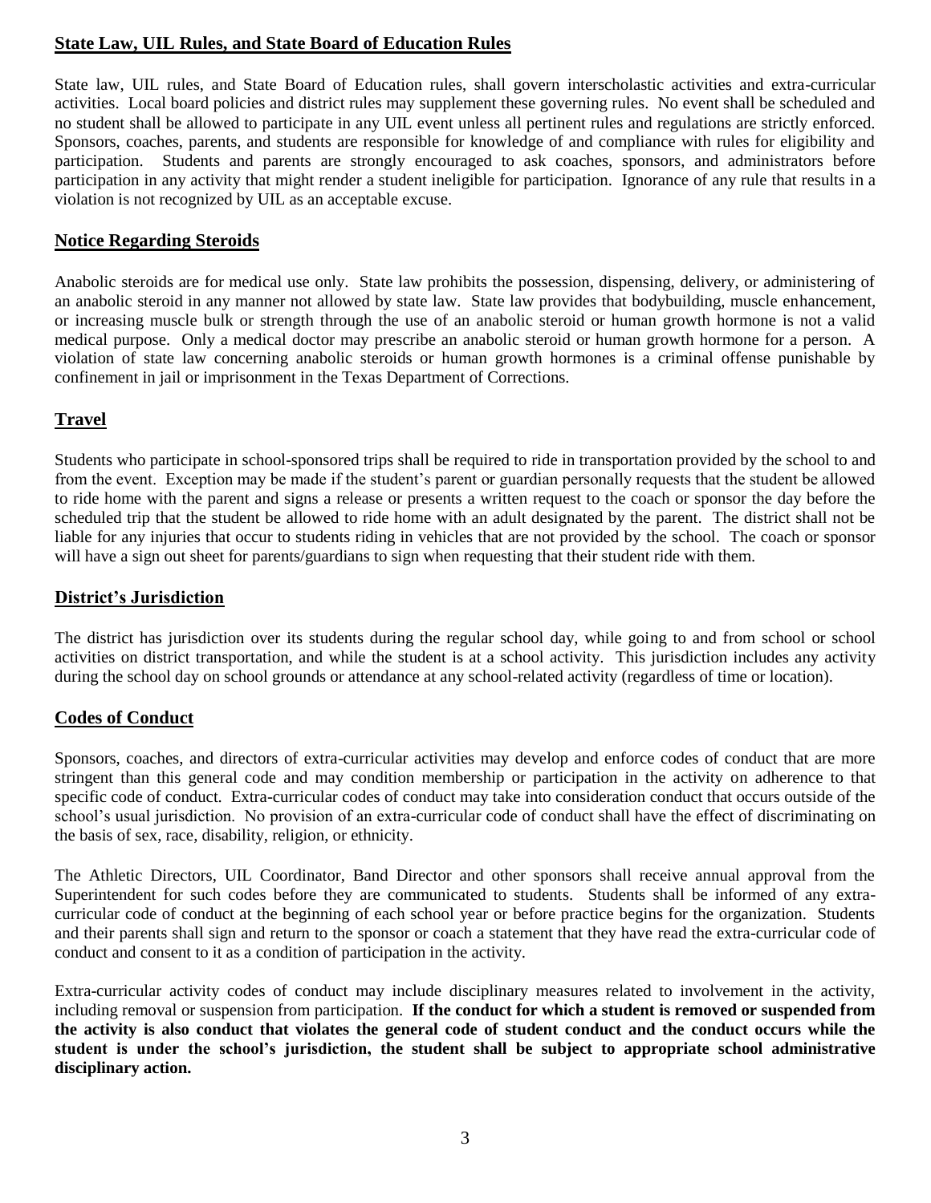## State Law, UIL Rules, and State Board of Education Rules

State law, UIL rules, and State Board of Education rules, shall govern interscholastic activities and extra-curricular activities. Local board policies and district rules may supplement these governing rules. No event shall be scheduled and no student shall be allowed to participate in any UIL event unless all pertinent rules and regulations are strictly enforced. Sponsors, coaches, parents, and students are responsible for knowledge of and compliance with rules for eligibility and participation. Students and parents are strongly encouraged to ask coaches, sponsors, and administrators before participation in any activity that might render a student ineligible for participation. Ignorance of any rule that results in a violation is not recognized by UIL as an acceptable excuse.

## Notice Regarding Steroids

Anabolic steroids are for medical use only. State law prohibits the possession, dispensing, delivery, or administering of an anabolic steroid in any manner not allowed by state law. State law provides that bodybuilding, muscle enhancement, or increasing muscle bulk or strength through the use of an anabolic steroid or human growth hormone is not a valid medical purpose. Only a medical doctor may prescribe an anabolic steroid or human growth hormone for a person. A violation of state law concerning anabolic steroids or human growth hormones is a criminal offense punishable by confinement in jail or imprisonment in the Texas Department of Corrections.

## Travel

Students who participate in school-sponsored trips shall be required to ride in transportation provided by the school to and from the event. Exception may be made if the student's parent or guardian personally requests that the student be allowed to ride home with the parent and signs a release or presents a written request to the coach or sponsor the day before the scheduled trip that the student be allowed to ride home with an adult designated by the parent. The district shall not be liable for any injuries that occur to students riding in vehicles that are not provided by the school. The coach or sponsor will have a sign out sheet for parents/guardians to sign when requesting that their student ride with them.

## District's Jurisdiction

The district has jurisdiction over its students during the regular school day, while going to and from school or school activities on district transportation, and while the student is at a school activity. This jurisdiction includes any activity during the school day on school grounds or attendance at any school-related activity (regardless of time or location).

## Codes of Conduct

Sponsors, coaches, and directors of extra-curricular activities may develop and enforce codes of conduct that are more stringent than this general code and may condition membership or participation in the activity on adherence to that specific code of conduct. Extra-curricular codes of conduct may take into consideration conduct that occurs outside of the school's usual jurisdiction. No provision of an extra-curricular code of conduct shall have the effect of discriminating on the basis of sex, race, disability, religion, or ethnicity.

The Athletic Directors, UIL Coordinator, Band Director and other sponsors shall receive annual approval from the Superintendent for such codes before they are communicated to students. Students shall be informed of any extra-curricular code of conduct at the beginning of each school year or before practice begins for the organization. Students and their parents shall sign and return to the sponsor or coach a statement that they have read the extra-curricular code of conduct and consent to it as a condition of participation in the activity.

Extra-curricular activity codes of conduct may include disciplinary measures related to involvement in the activity, including removal or suspension from participation. **If the conduct for which a student is removed or suspended from the activity is also conduct that violates the general code of student conduct and the conduct occurs while the student is under the school's jurisdiction, the student shall be subject to appropriate school administrative disciplinary action.**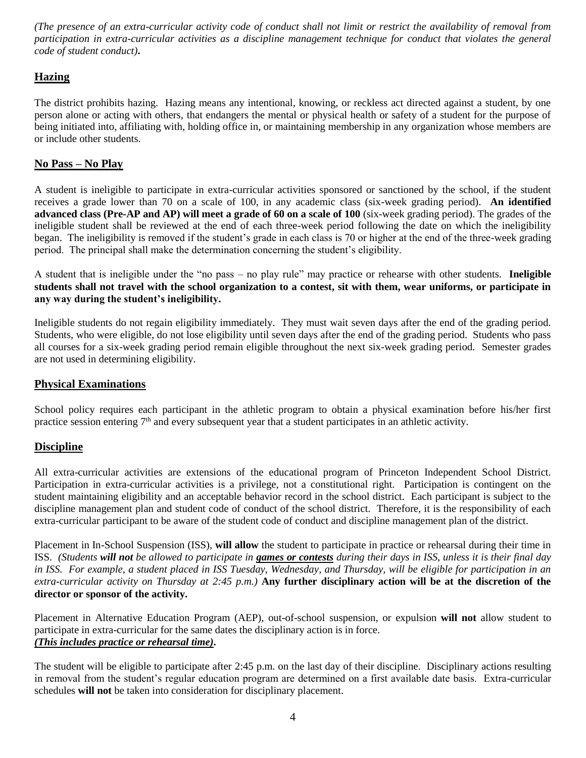*(The presence of an extra-curricular activity code of conduct shall not limit or restrict the availability of removal from participation in extra-curricular activities as a discipline management technique for conduct that violates the general code of student conduct)***.**

## Hazing

The district prohibits hazing. Hazing means any intentional, knowing, or reckless act directed against a student, by one person alone or acting with others, that endangers the mental or physical health or safety of a student for the purpose of being initiated into, affiliating with, holding office in, or maintaining membership in any organization whose members are or include other students.

## No Pass – No Play

A student is ineligible to participate in extra-curricular activities sponsored or sanctioned by the school, if the student receives a grade lower than 70 on a scale of 100, in any academic class (six-week grading period). **An identified advanced class (Pre-AP and AP) will meet a grade of 60 on a scale of 100** (six-week grading period). The grades of the ineligible student shall be reviewed at the end of each three-week period following the date on which the ineligibility began. The ineligibility is removed if the student's grade in each class is 70 or higher at the end of the three-week grading period. The principal shall make the determination concerning the student's eligibility.

A student that is ineligible under the "no pass – no play rule" may practice or rehearse with other students. **Ineligible students shall not travel with the school organization to a contest, sit with them, wear uniforms, or participate in any way during the student's ineligibility.**

Ineligible students do not regain eligibility immediately. They must wait seven days after the end of the grading period. Students, who were eligible, do not lose eligibility until seven days after the end of the grading period. Students who pass all courses for a six-week grading period remain eligible throughout the next six-week grading period. Semester grades are not used in determining eligibility.

## Physical Examinations

School policy requires each participant in the athletic program to obtain a physical examination before his/her first practice session entering 7th and every subsequent year that a student participates in an athletic activity.

## Discipline

All extra-curricular activities are extensions of the educational program of Princeton Independent School District. Participation in extra-curricular activities is a privilege, not a constitutional right. Participation is contingent on the student maintaining eligibility and an acceptable behavior record in the school district. Each participant is subject to the discipline management plan and student code of conduct of the school district. Therefore, it is the responsibility of each extra-curricular participant to be aware of the student code of conduct and discipline management plan of the district.

Placement in In-School Suspension (ISS), **will allow** the student to participate in practice or rehearsal during their time in ISS. *(Students **will not** be allowed to participate in **games or contests** during their days in ISS, unless it is their final day in ISS. For example, a student placed in ISS Tuesday, Wednesday, and Thursday, will be eligible for participation in an extra-curricular activity on Thursday at 2:45 p.m.)* **Any further disciplinary action will be at the discretion of the director or sponsor of the activity.**

Placement in Alternative Education Program (AEP), out-of-school suspension, or expulsion **will not** allow student to participate in extra-curricular for the same dates the disciplinary action is in force.
***(This includes practice or rehearsal time)*.**

The student will be eligible to participate after 2:45 p.m. on the last day of their discipline. Disciplinary actions resulting in removal from the student's regular education program are determined on a first available date basis. Extra-curricular schedules **will not** be taken into consideration for disciplinary placement.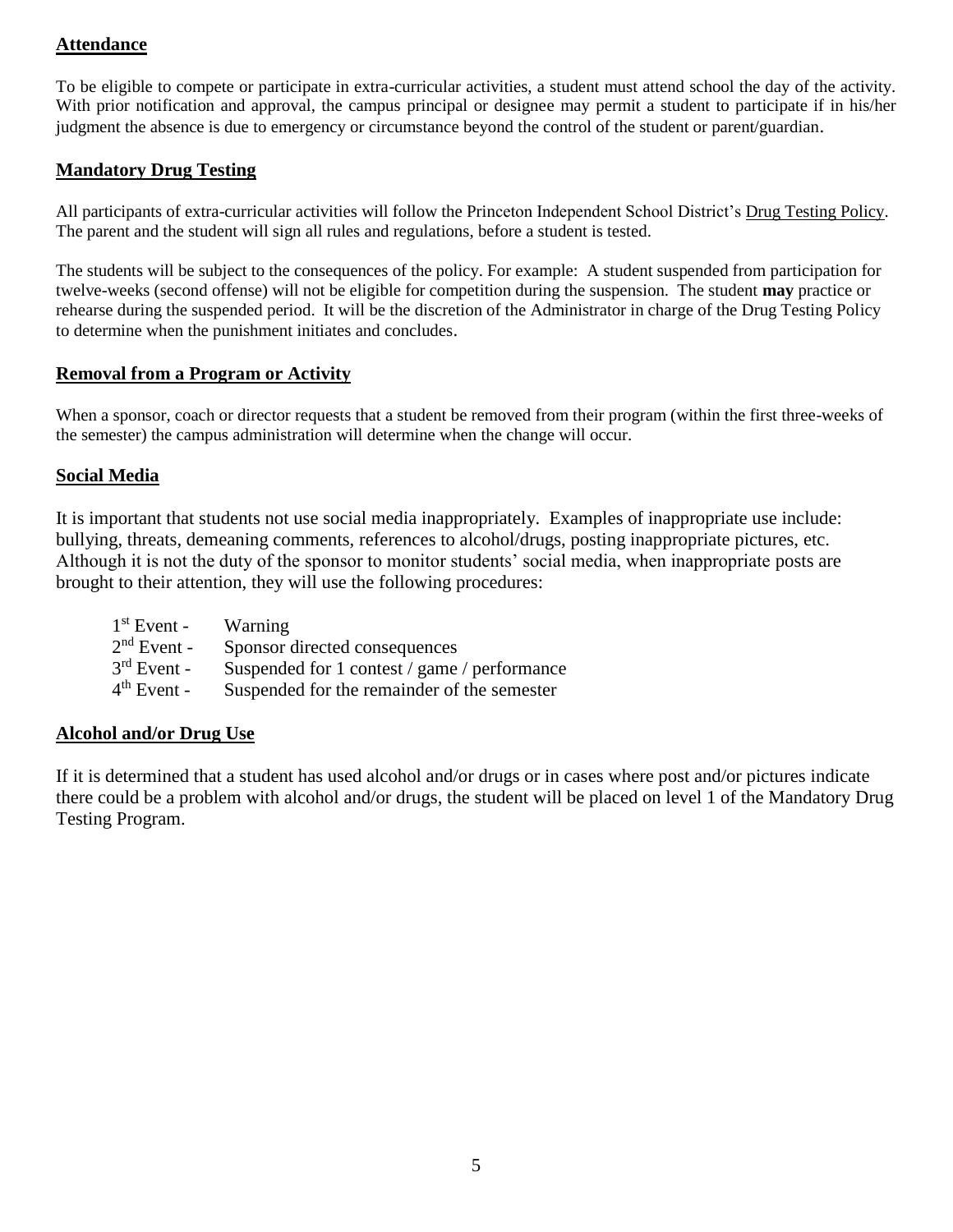## Attendance

To be eligible to compete or participate in extra-curricular activities, a student must attend school the day of the activity. With prior notification and approval, the campus principal or designee may permit a student to participate if in his/her judgment the absence is due to emergency or circumstance beyond the control of the student or parent/guardian.

## Mandatory Drug Testing

All participants of extra-curricular activities will follow the Princeton Independent School District's Drug Testing Policy. The parent and the student will sign all rules and regulations, before a student is tested.

The students will be subject to the consequences of the policy. For example: A student suspended from participation for twelve-weeks (second offense) will not be eligible for competition during the suspension. The student **may** practice or rehearse during the suspended period. It will be the discretion of the Administrator in charge of the Drug Testing Policy to determine when the punishment initiates and concludes.

## Removal from a Program or Activity

When a sponsor, coach or director requests that a student be removed from their program (within the first three-weeks of the semester) the campus administration will determine when the change will occur.

## Social Media

It is important that students not use social media inappropriately. Examples of inappropriate use include: bullying, threats, demeaning comments, references to alcohol/drugs, posting inappropriate pictures, etc. Although it is not the duty of the sponsor to monitor students' social media, when inappropriate posts are brought to their attention, they will use the following procedures:

- 1st Event - Warning
- 2nd Event - Sponsor directed consequences
- 3rd Event - Suspended for 1 contest / game / performance
- 4th Event - Suspended for the remainder of the semester

## Alcohol and/or Drug Use

If it is determined that a student has used alcohol and/or drugs or in cases where post and/or pictures indicate there could be a problem with alcohol and/or drugs, the student will be placed on level 1 of the Mandatory Drug Testing Program.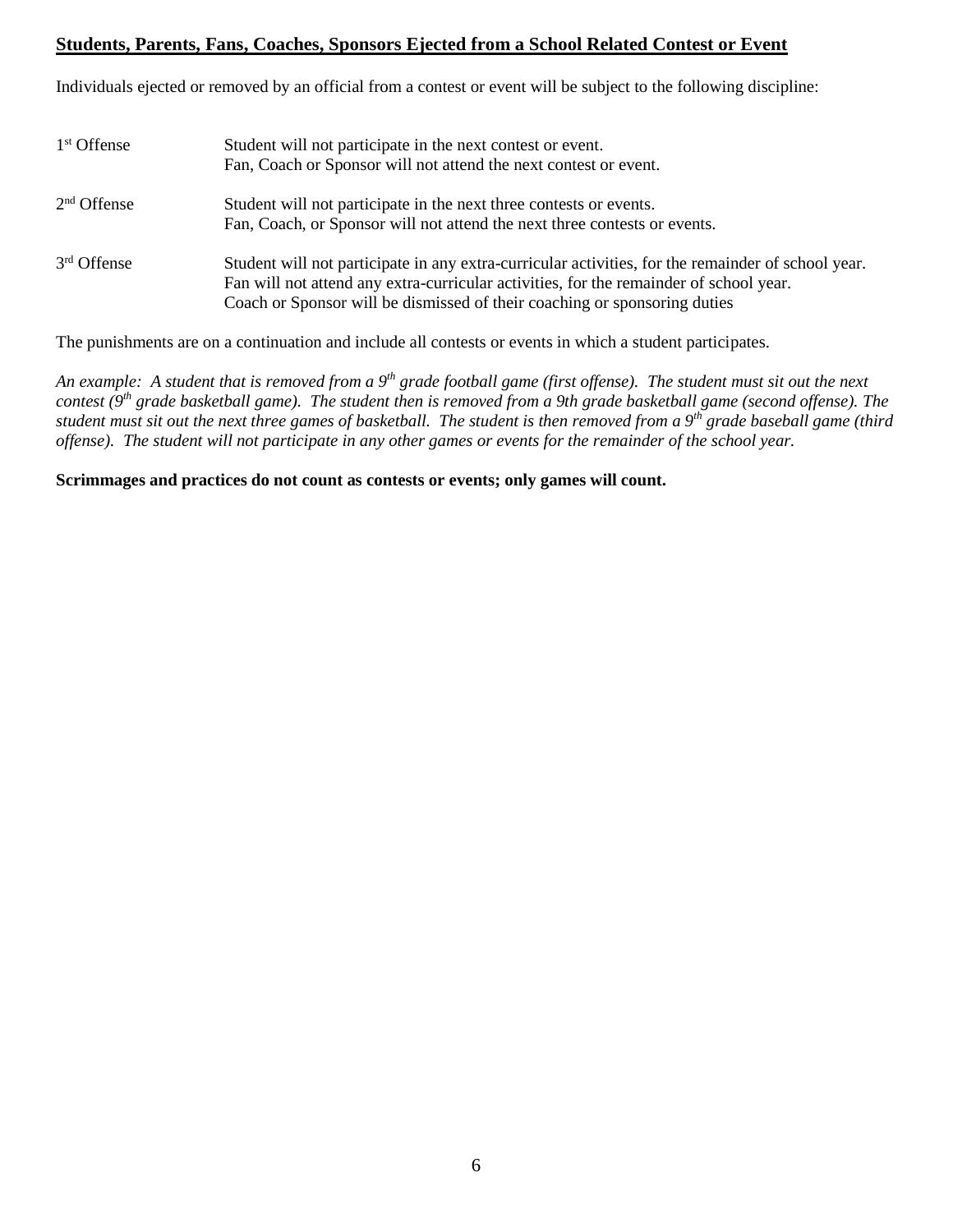## Students, Parents, Fans, Coaches, Sponsors Ejected from a School Related Contest or Event

Individuals ejected or removed by an official from a contest or event will be subject to the following discipline:

| | |
|---|---|
| 1st Offense | Student will not participate in the next contest or event.<br>Fan, Coach or Sponsor will not attend the next contest or event. |
| 2nd Offense | Student will not participate in the next three contests or events.<br>Fan, Coach, or Sponsor will not attend the next three contests or events. |
| 3rd Offense | Student will not participate in any extra-curricular activities, for the remainder of school year.<br>Fan will not attend any extra-curricular activities, for the remainder of school year.<br>Coach or Sponsor will be dismissed of their coaching or sponsoring duties |

The punishments are on a continuation and include all contests or events in which a student participates.

*An example: A student that is removed from a 9th grade football game (first offense). The student must sit out the next contest (9th grade basketball game). The student then is removed from a 9th grade basketball game (second offense). The student must sit out the next three games of basketball. The student is then removed from a 9th grade baseball game (third offense). The student will not participate in any other games or events for the remainder of the school year.*

**Scrimmages and practices do not count as contests or events; only games will count.**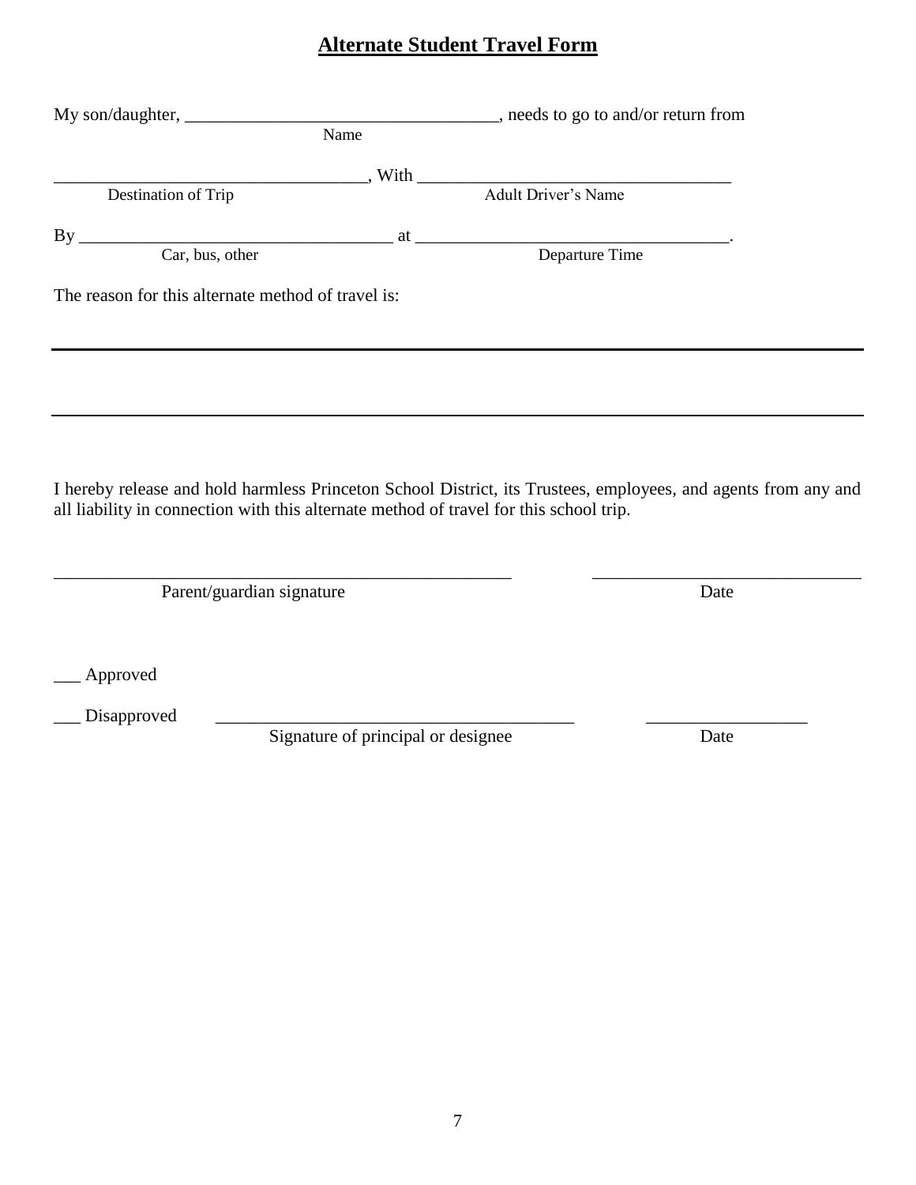## **Alternate Student Travel Form**

My son/daughter, ___________________________________, needs to go to and/or return from
Name

___________________________________, With ___________________________________
Destination of Trip Adult Driver's Name

By ___________________________________ at ___________________________________.
Car, bus, other Departure Time

The reason for this alternate method of travel is:

_____________________________________________________________________________

_____________________________________________________________________________

I hereby release and hold harmless Princeton School District, its Trustees, employees, and agents from any and all liability in connection with this alternate method of travel for this school trip.

_____________________________________________________ ______________________________
Parent/guardian signature Date

___ Approved

___ Disapproved _________________________________________ __________________
Signature of principal or designee Date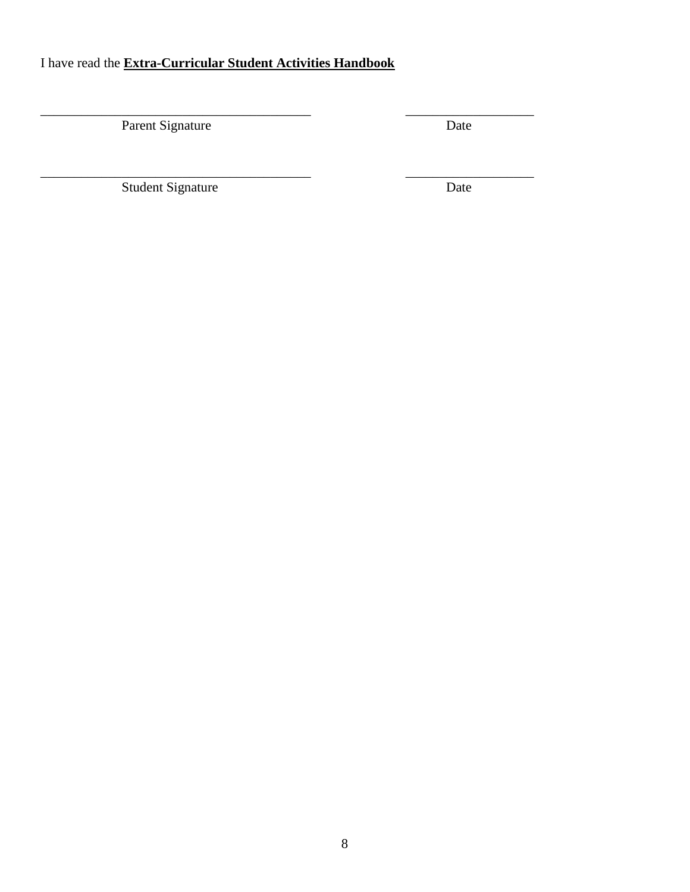I have read the **Extra-Curricular Student Activities Handbook**

_________________________________________ ___________________

Parent Signature Date

_________________________________________ ___________________

Student Signature Date